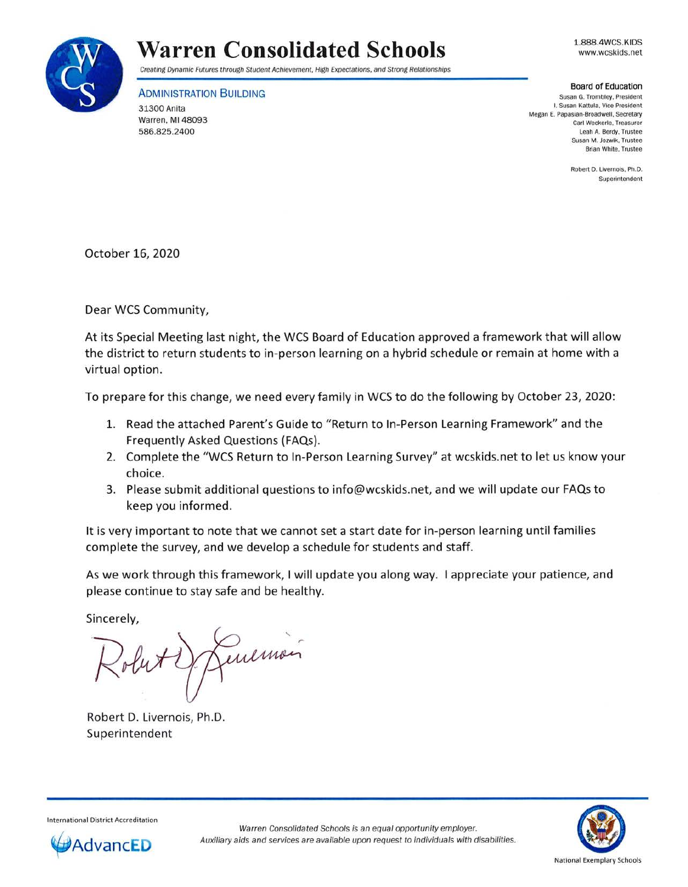# Warren Consolidated Schools

*Creating Dynamic Futures through Student Achievement, High Expectations, and Strong Relationships*

1.888.4WCS.KIDS
www.wcskids.net

**ADMINISTRATION BUILDING**
31300 Anita
Warren, MI 48093
586.825.2400

**Board of Education**
Susan G. Trombley, President
I. Susan Kattula, Vice President
Megan E. Papasian-Broadwell, Secretary
Carl Weckerle, Treasurer
Leah A. Berdy, Trustee
Susan M. Jozwik, Trustee
Brian White, Trustee

Robert D. Livernois, Ph.D.
Superintendent

October 16, 2020

Dear WCS Community,

At its Special Meeting last night, the WCS Board of Education approved a framework that will allow the district to return students to in-person learning on a hybrid schedule or remain at home with a virtual option.

To prepare for this change, we need every family in WCS to do the following by October 23, 2020:

1. Read the attached Parent's Guide to "Return to In-Person Learning Framework" and the Frequently Asked Questions (FAQs).
2. Complete the "WCS Return to In-Person Learning Survey" at wcskids.net to let us know your choice.
3. Please submit additional questions to info@wcskids.net, and we will update our FAQs to keep you informed.

It is very important to note that we cannot set a start date for in-person learning until families complete the survey, and we develop a schedule for students and staff.

As we work through this framework, I will update you along way. I appreciate your patience, and please continue to stay safe and be healthy.

Sincerely,

Robert D. Livernois, Ph.D.
Superintendent

International District Accreditation
AdvancED

*Warren Consolidated Schools is an equal opportunity employer.*
*Auxiliary aids and services are available upon request to individuals with disabilities.*

National Exemplary Schools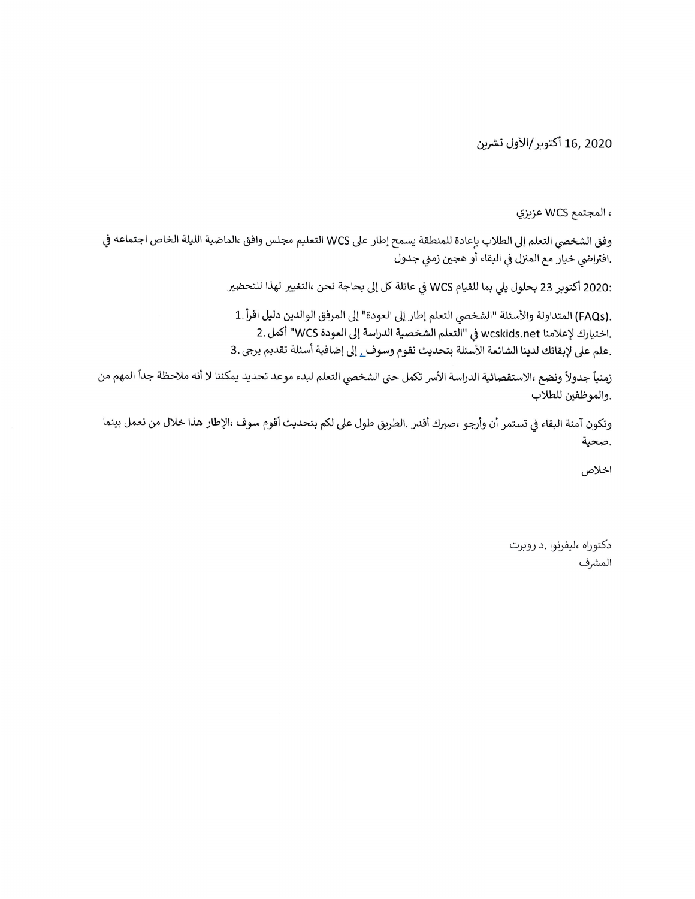16, 2020 أكتوبر/الأول تشرين

، المجتمع WCS عزيزي

وفق الشخصي التعلم إلى الطلاب بإعادة للمنطقة يسمح إطار على WCS التعليم مجلس وافق ،الماضية الليلة الخاص اجتماعه في .افتراضي خيار مع المنزل في البقاء أو هجين زمني جدول

:2020 أكتوبر 23 بحلول يلي بما للقيام WCS في عائلة كل إلى بحاجة نحن ،التغيير لهذا للتحضير

.(FAQs) المتداولة والأسئلة "الشخصي التعلم إطار إلى العودة" إلى المرفق الوالدين دليل اقرأ .1
.اختيارك لإعلامنا wcskids.net في "التعلم الشخصية الدراسة إلى العودة WCS" أكمل .2
.علم على لإبقائك لدينا الشائعة الأسئلة بتحديث نقوم وسوف ، إلى إضافية أسئلة تقديم يرجى .3

زمنياً جدولاً ونضع ،الاستقصائية الدراسة الأسر تكمل حتى الشخصي التعلم لبدء موعد تحديد يمكننا لا أنه ملاحظة جداً المهم من .والموظفين للطلاب

وتكون آمنة البقاء في تستمر أن وأرجو ،صبرك أقدر .الطريق طول على لكم بتحديث أقوم سوف ،الإطار هذا خلال من نعمل بينما .صحية

اخلاص

دكتوراه ،ليفرنوا .د روبرت
المشرف